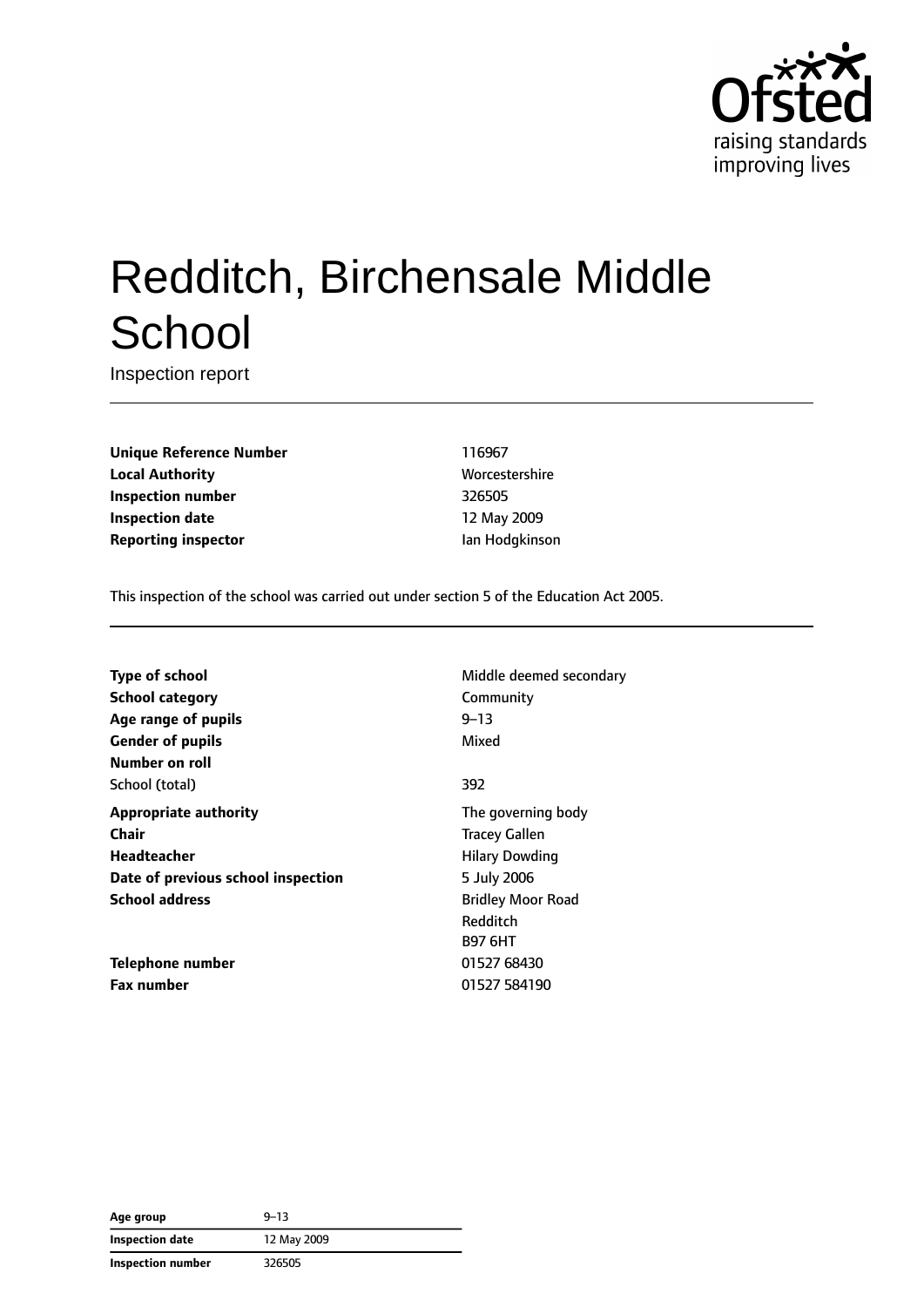# Redditch, Birchensale Middle School

Inspection report

| | |
|---|---|
| **Unique Reference Number** | 116967 |
| **Local Authority** | Worcestershire |
| **Inspection number** | 326505 |
| **Inspection date** | 12 May 2009 |
| **Reporting inspector** | Ian Hodgkinson |

This inspection of the school was carried out under section 5 of the Education Act 2005.

| | |
|---|---|
| **Type of school** | Middle deemed secondary |
| **School category** | Community |
| **Age range of pupils** | 9–13 |
| **Gender of pupils** | Mixed |
| **Number on roll** | |
| School (total) | 392 |
| **Appropriate authority** | The governing body |
| **Chair** | Tracey Gallen |
| **Headteacher** | Hilary Dowding |
| **Date of previous school inspection** | 5 July 2006 |
| **School address** | Bridley Moor Road<br>Redditch<br>B97 6HT |
| **Telephone number** | 01527 68430 |
| **Fax number** | 01527 584190 |

| | |
|---|---|
| **Age group** | 9–13 |
| **Inspection date** | 12 May 2009 |
| **Inspection number** | 326505 |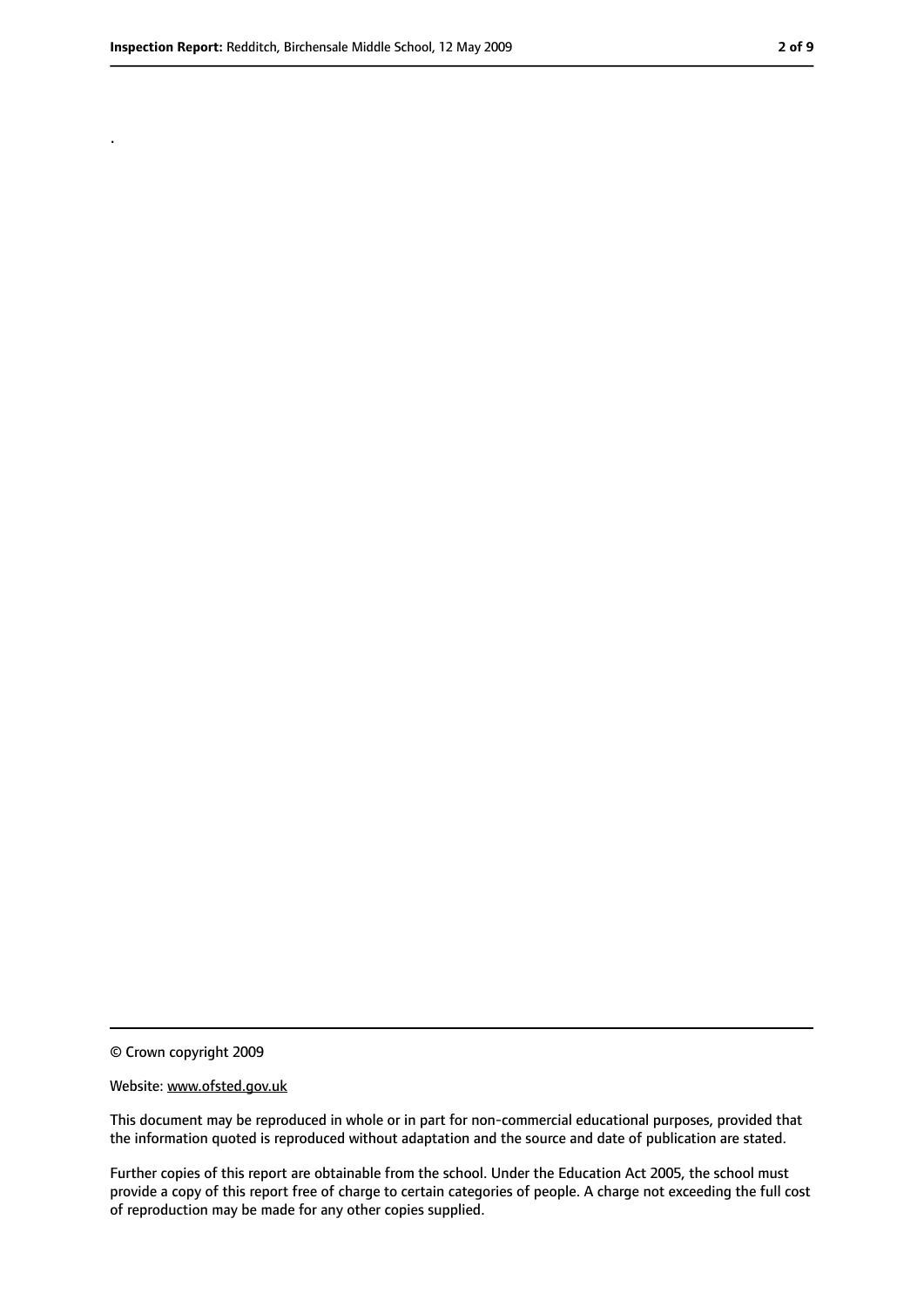.

© Crown copyright 2009

Website: www.ofsted.gov.uk

This document may be reproduced in whole or in part for non-commercial educational purposes, provided that the information quoted is reproduced without adaptation and the source and date of publication are stated.

Further copies of this report are obtainable from the school. Under the Education Act 2005, the school must provide a copy of this report free of charge to certain categories of people. A charge not exceeding the full cost of reproduction may be made for any other copies supplied.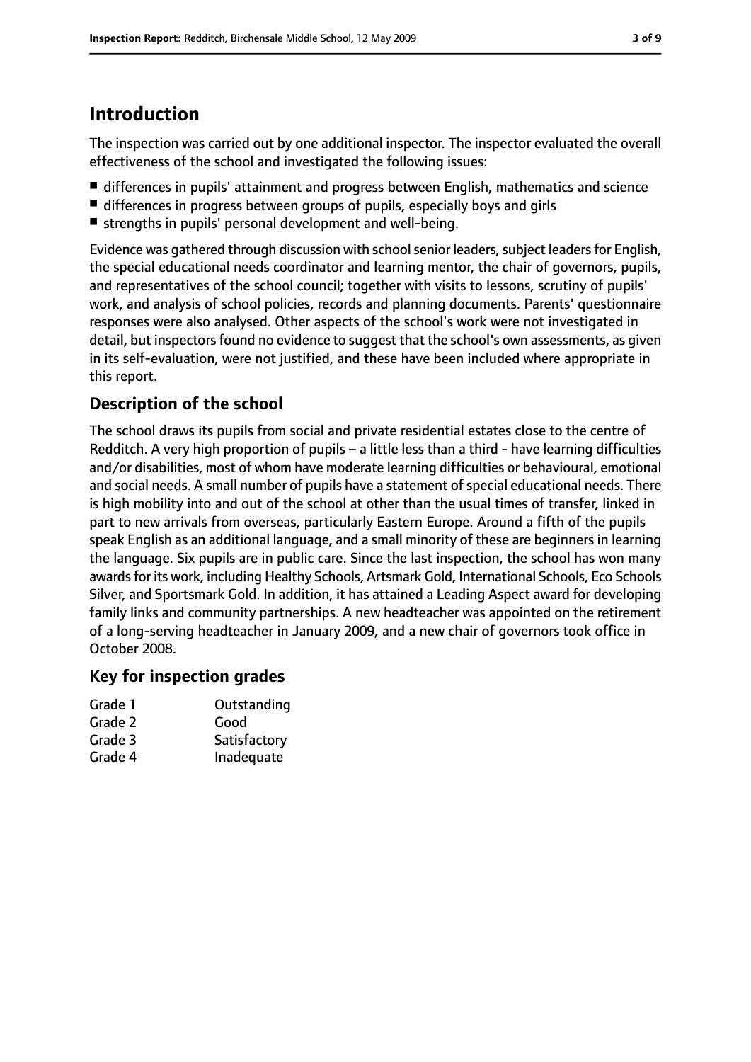## Introduction

The inspection was carried out by one additional inspector. The inspector evaluated the overall effectiveness of the school and investigated the following issues:

- differences in pupils' attainment and progress between English, mathematics and science
- differences in progress between groups of pupils, especially boys and girls
- strengths in pupils' personal development and well-being.

Evidence was gathered through discussion with school senior leaders, subject leaders for English, the special educational needs coordinator and learning mentor, the chair of governors, pupils, and representatives of the school council; together with visits to lessons, scrutiny of pupils' work, and analysis of school policies, records and planning documents. Parents' questionnaire responses were also analysed. Other aspects of the school's work were not investigated in detail, but inspectors found no evidence to suggest that the school's own assessments, as given in its self-evaluation, were not justified, and these have been included where appropriate in this report.

### Description of the school

The school draws its pupils from social and private residential estates close to the centre of Redditch. A very high proportion of pupils – a little less than a third - have learning difficulties and/or disabilities, most of whom have moderate learning difficulties or behavioural, emotional and social needs. A small number of pupils have a statement of special educational needs. There is high mobility into and out of the school at other than the usual times of transfer, linked in part to new arrivals from overseas, particularly Eastern Europe. Around a fifth of the pupils speak English as an additional language, and a small minority of these are beginners in learning the language. Six pupils are in public care. Since the last inspection, the school has won many awards for its work, including Healthy Schools, Artsmark Gold, International Schools, Eco Schools Silver, and Sportsmark Gold. In addition, it has attained a Leading Aspect award for developing family links and community partnerships. A new headteacher was appointed on the retirement of a long-serving headteacher in January 2009, and a new chair of governors took office in October 2008.

### Key for inspection grades

| | |
|---|---|
| Grade 1 | Outstanding |
| Grade 2 | Good |
| Grade 3 | Satisfactory |
| Grade 4 | Inadequate |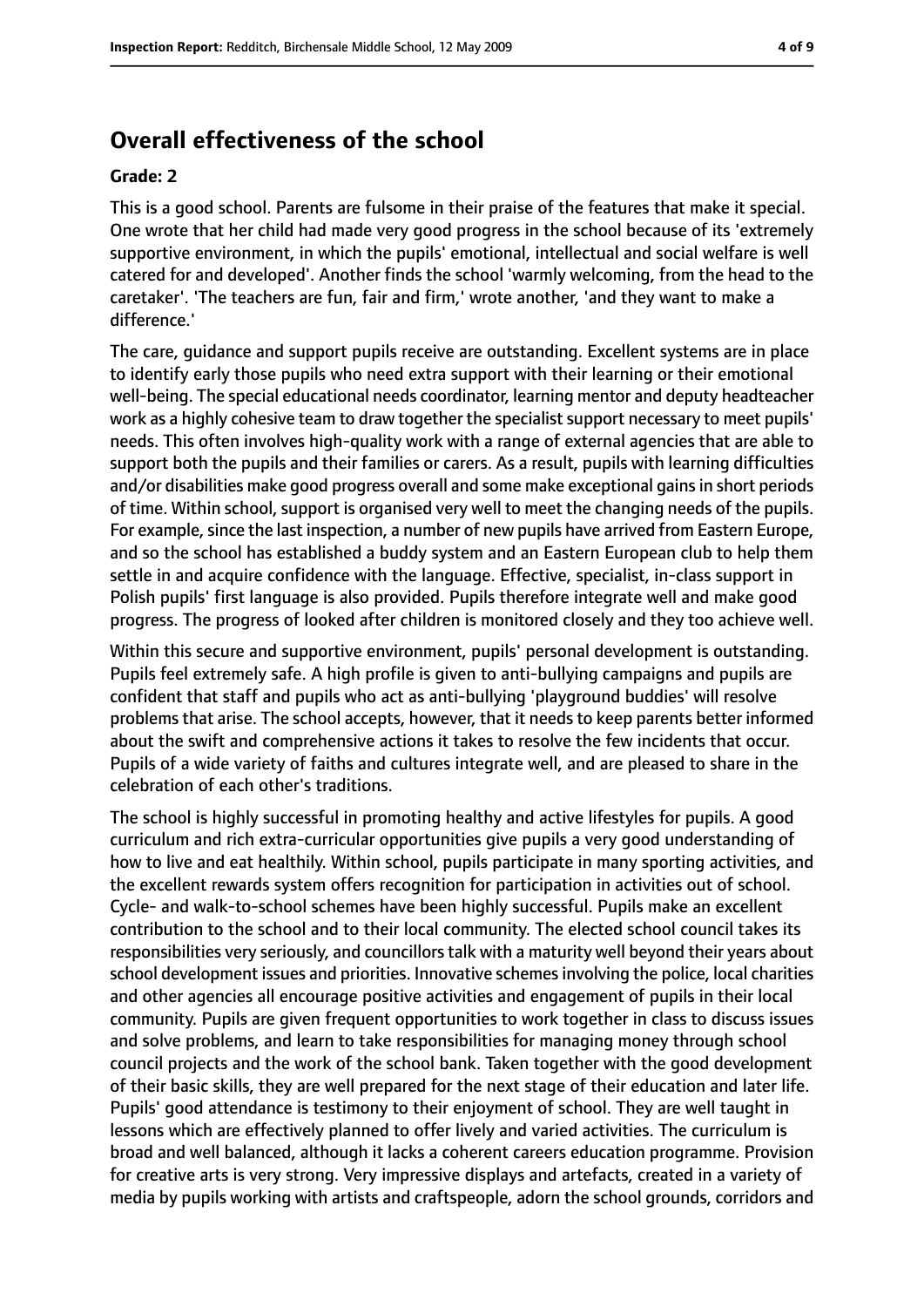## Overall effectiveness of the school

### Grade: 2

This is a good school. Parents are fulsome in their praise of the features that make it special. One wrote that her child had made very good progress in the school because of its 'extremely supportive environment, in which the pupils' emotional, intellectual and social welfare is well catered for and developed'. Another finds the school 'warmly welcoming, from the head to the caretaker'. 'The teachers are fun, fair and firm,' wrote another, 'and they want to make a difference.'

The care, guidance and support pupils receive are outstanding. Excellent systems are in place to identify early those pupils who need extra support with their learning or their emotional well-being. The special educational needs coordinator, learning mentor and deputy headteacher work as a highly cohesive team to draw together the specialist support necessary to meet pupils' needs. This often involves high-quality work with a range of external agencies that are able to support both the pupils and their families or carers. As a result, pupils with learning difficulties and/or disabilities make good progress overall and some make exceptional gains in short periods of time. Within school, support is organised very well to meet the changing needs of the pupils. For example, since the last inspection, a number of new pupils have arrived from Eastern Europe, and so the school has established a buddy system and an Eastern European club to help them settle in and acquire confidence with the language. Effective, specialist, in-class support in Polish pupils' first language is also provided. Pupils therefore integrate well and make good progress. The progress of looked after children is monitored closely and they too achieve well.

Within this secure and supportive environment, pupils' personal development is outstanding. Pupils feel extremely safe. A high profile is given to anti-bullying campaigns and pupils are confident that staff and pupils who act as anti-bullying 'playground buddies' will resolve problems that arise. The school accepts, however, that it needs to keep parents better informed about the swift and comprehensive actions it takes to resolve the few incidents that occur. Pupils of a wide variety of faiths and cultures integrate well, and are pleased to share in the celebration of each other's traditions.

The school is highly successful in promoting healthy and active lifestyles for pupils. A good curriculum and rich extra-curricular opportunities give pupils a very good understanding of how to live and eat healthily. Within school, pupils participate in many sporting activities, and the excellent rewards system offers recognition for participation in activities out of school. Cycle- and walk-to-school schemes have been highly successful. Pupils make an excellent contribution to the school and to their local community. The elected school council takes its responsibilities very seriously, and councillors talk with a maturity well beyond their years about school development issues and priorities. Innovative schemes involving the police, local charities and other agencies all encourage positive activities and engagement of pupils in their local community. Pupils are given frequent opportunities to work together in class to discuss issues and solve problems, and learn to take responsibilities for managing money through school council projects and the work of the school bank. Taken together with the good development of their basic skills, they are well prepared for the next stage of their education and later life. Pupils' good attendance is testimony to their enjoyment of school. They are well taught in lessons which are effectively planned to offer lively and varied activities. The curriculum is broad and well balanced, although it lacks a coherent careers education programme. Provision for creative arts is very strong. Very impressive displays and artefacts, created in a variety of media by pupils working with artists and craftspeople, adorn the school grounds, corridors and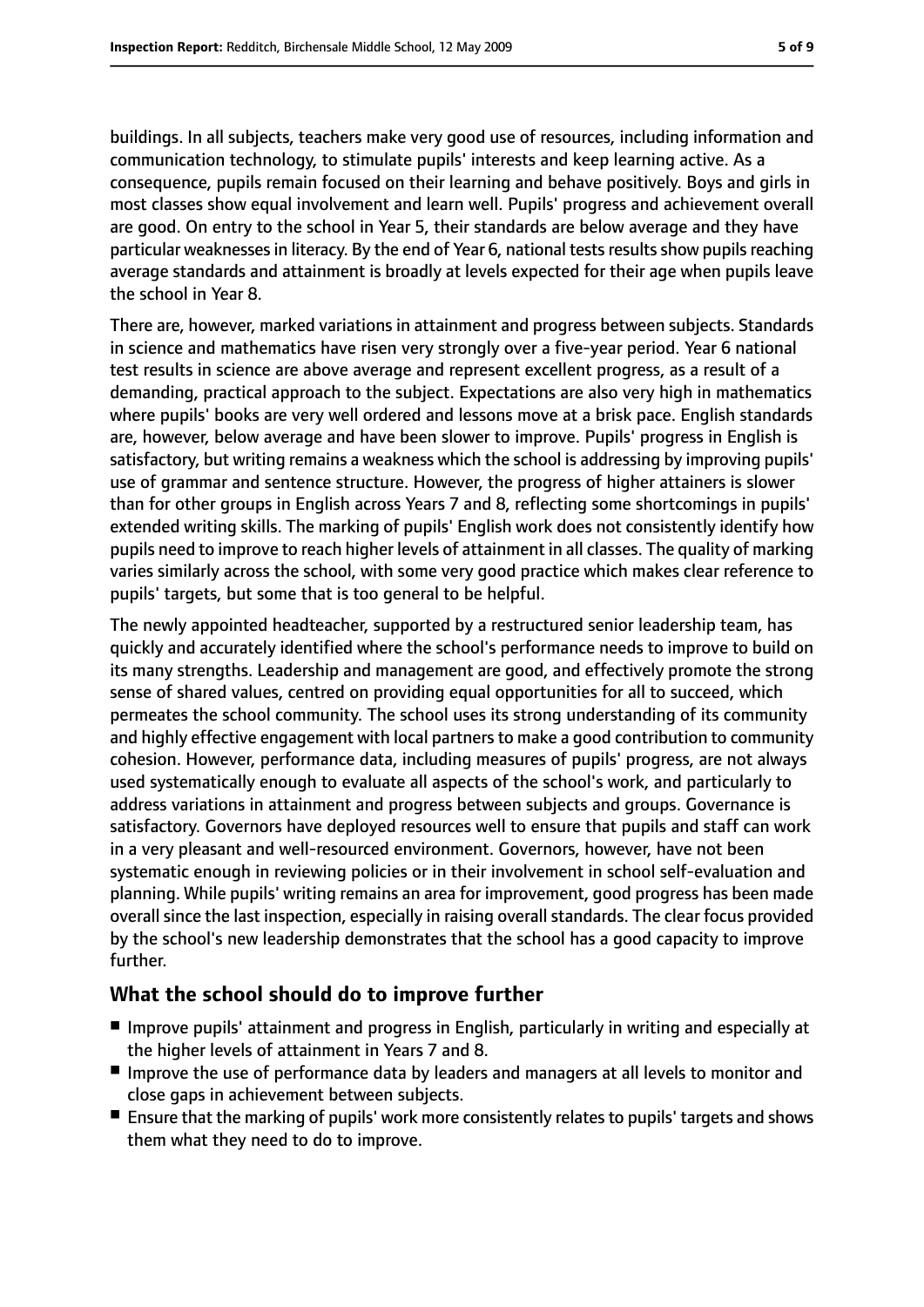buildings. In all subjects, teachers make very good use of resources, including information and communication technology, to stimulate pupils' interests and keep learning active. As a consequence, pupils remain focused on their learning and behave positively. Boys and girls in most classes show equal involvement and learn well. Pupils' progress and achievement overall are good. On entry to the school in Year 5, their standards are below average and they have particular weaknesses in literacy. By the end of Year 6, national tests results show pupils reaching average standards and attainment is broadly at levels expected for their age when pupils leave the school in Year 8.

There are, however, marked variations in attainment and progress between subjects. Standards in science and mathematics have risen very strongly over a five-year period. Year 6 national test results in science are above average and represent excellent progress, as a result of a demanding, practical approach to the subject. Expectations are also very high in mathematics where pupils' books are very well ordered and lessons move at a brisk pace. English standards are, however, below average and have been slower to improve. Pupils' progress in English is satisfactory, but writing remains a weakness which the school is addressing by improving pupils' use of grammar and sentence structure. However, the progress of higher attainers is slower than for other groups in English across Years 7 and 8, reflecting some shortcomings in pupils' extended writing skills. The marking of pupils' English work does not consistently identify how pupils need to improve to reach higher levels of attainment in all classes. The quality of marking varies similarly across the school, with some very good practice which makes clear reference to pupils' targets, but some that is too general to be helpful.

The newly appointed headteacher, supported by a restructured senior leadership team, has quickly and accurately identified where the school's performance needs to improve to build on its many strengths. Leadership and management are good, and effectively promote the strong sense of shared values, centred on providing equal opportunities for all to succeed, which permeates the school community. The school uses its strong understanding of its community and highly effective engagement with local partners to make a good contribution to community cohesion. However, performance data, including measures of pupils' progress, are not always used systematically enough to evaluate all aspects of the school's work, and particularly to address variations in attainment and progress between subjects and groups. Governance is satisfactory. Governors have deployed resources well to ensure that pupils and staff can work in a very pleasant and well-resourced environment. Governors, however, have not been systematic enough in reviewing policies or in their involvement in school self-evaluation and planning. While pupils' writing remains an area for improvement, good progress has been made overall since the last inspection, especially in raising overall standards. The clear focus provided by the school's new leadership demonstrates that the school has a good capacity to improve further.

## What the school should do to improve further

- Improve pupils' attainment and progress in English, particularly in writing and especially at the higher levels of attainment in Years 7 and 8.
- Improve the use of performance data by leaders and managers at all levels to monitor and close gaps in achievement between subjects.
- Ensure that the marking of pupils' work more consistently relates to pupils' targets and shows them what they need to do to improve.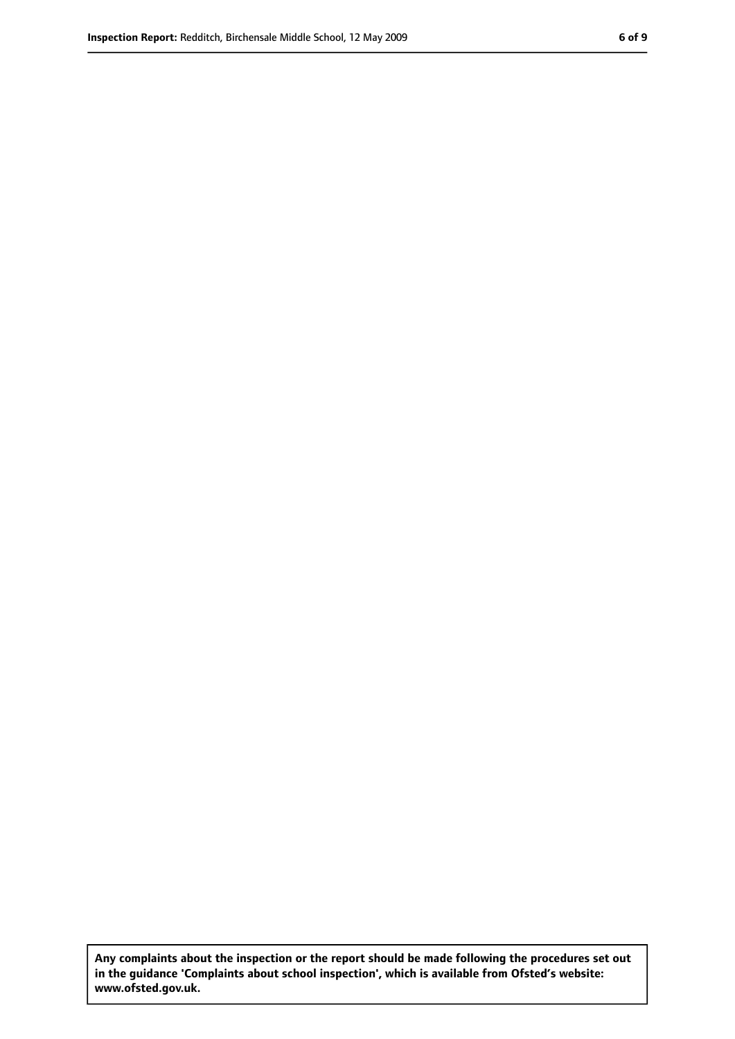**Any complaints about the inspection or the report should be made following the procedures set out in the guidance 'Complaints about school inspection', which is available from Ofsted's website: www.ofsted.gov.uk.**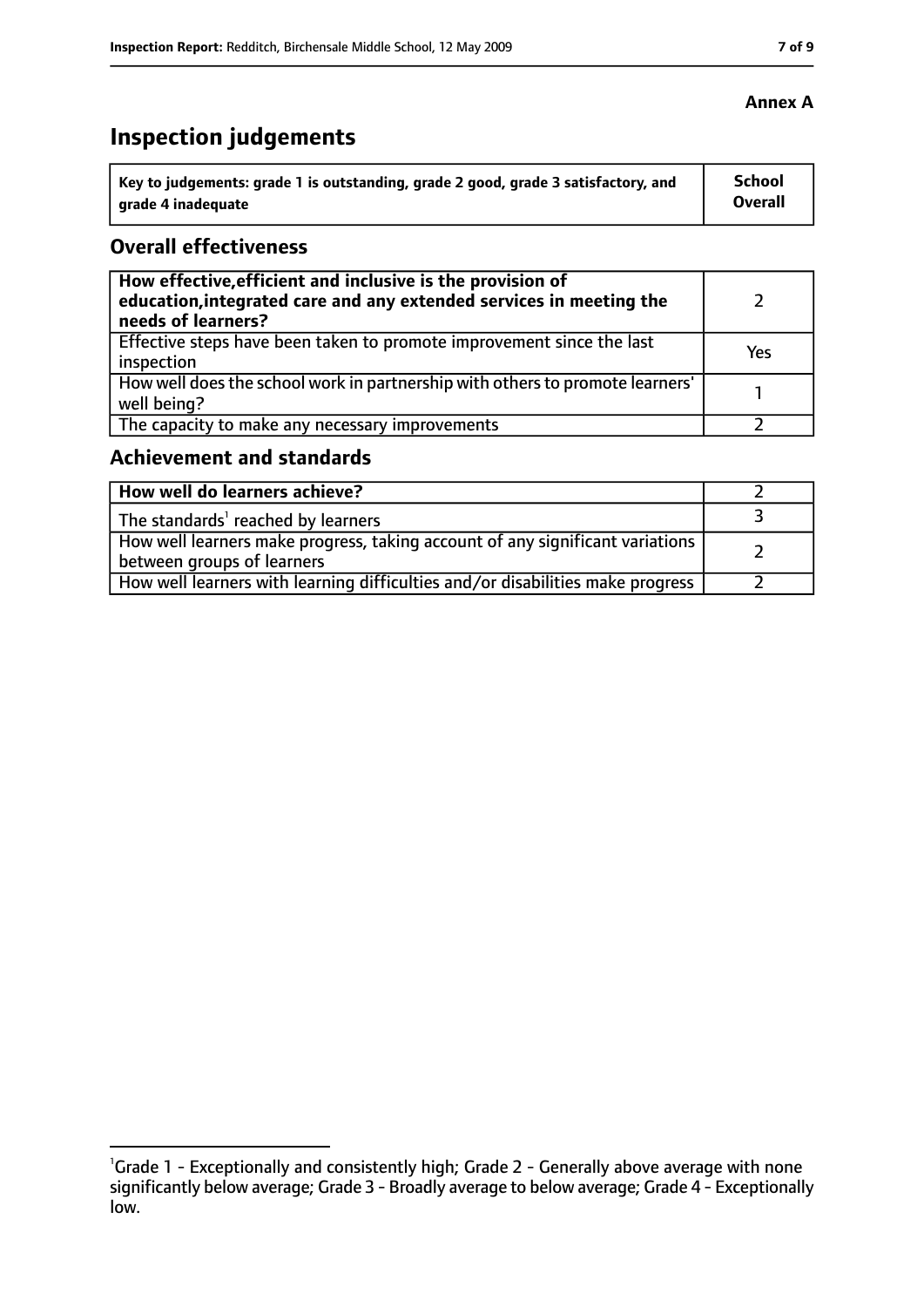**Annex A**

# Inspection judgements

| Key to judgements: grade 1 is outstanding, grade 2 good, grade 3 satisfactory, and grade 4 inadequate | School Overall |
|---|---|

## Overall effectiveness

| | |
|---|---|
| **How effective, efficient and inclusive is the provision of education, integrated care and any extended services in meeting the needs of learners?** | 2 |
| Effective steps have been taken to promote improvement since the last inspection | Yes |
| How well does the school work in partnership with others to promote learners' well being? | 1 |
| The capacity to make any necessary improvements | 2 |

## Achievement and standards

| | |
|---|---|
| **How well do learners achieve?** | 2 |
| The standards[1] reached by learners | 3 |
| How well learners make progress, taking account of any significant variations between groups of learners | 2 |
| How well learners with learning difficulties and/or disabilities make progress | 2 |

[1] Grade 1 - Exceptionally and consistently high; Grade 2 - Generally above average with none significantly below average; Grade 3 - Broadly average to below average; Grade 4 - Exceptionally low.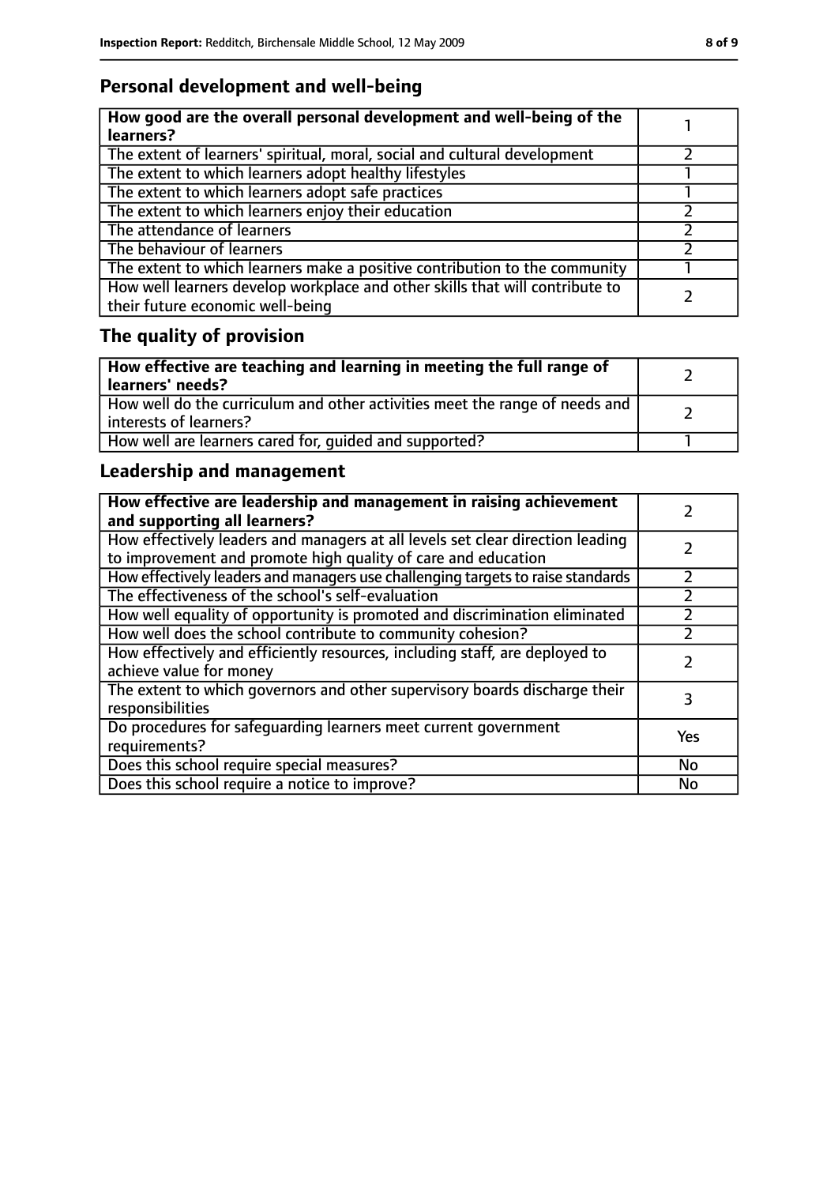## Personal development and well-being

| How good are the overall personal development and well-being of the learners? | 1 |
|---|---|
| The extent of learners' spiritual, moral, social and cultural development | 2 |
| The extent to which learners adopt healthy lifestyles | 1 |
| The extent to which learners adopt safe practices | 1 |
| The extent to which learners enjoy their education | 2 |
| The attendance of learners | 2 |
| The behaviour of learners | 2 |
| The extent to which learners make a positive contribution to the community | 1 |
| How well learners develop workplace and other skills that will contribute to their future economic well-being | 2 |

## The quality of provision

| How effective are teaching and learning in meeting the full range of learners' needs? | 2 |
|---|---|
| How well do the curriculum and other activities meet the range of needs and interests of learners? | 2 |
| How well are learners cared for, guided and supported? | 1 |

## Leadership and management

| How effective are leadership and management in raising achievement and supporting all learners? | 2 |
|---|---|
| How effectively leaders and managers at all levels set clear direction leading to improvement and promote high quality of care and education | 2 |
| How effectively leaders and managers use challenging targets to raise standards | 2 |
| The effectiveness of the school's self-evaluation | 2 |
| How well equality of opportunity is promoted and discrimination eliminated | 2 |
| How well does the school contribute to community cohesion? | 2 |
| How effectively and efficiently resources, including staff, are deployed to achieve value for money | 2 |
| The extent to which governors and other supervisory boards discharge their responsibilities | 3 |
| Do procedures for safeguarding learners meet current government requirements? | Yes |
| Does this school require special measures? | No |
| Does this school require a notice to improve? | No |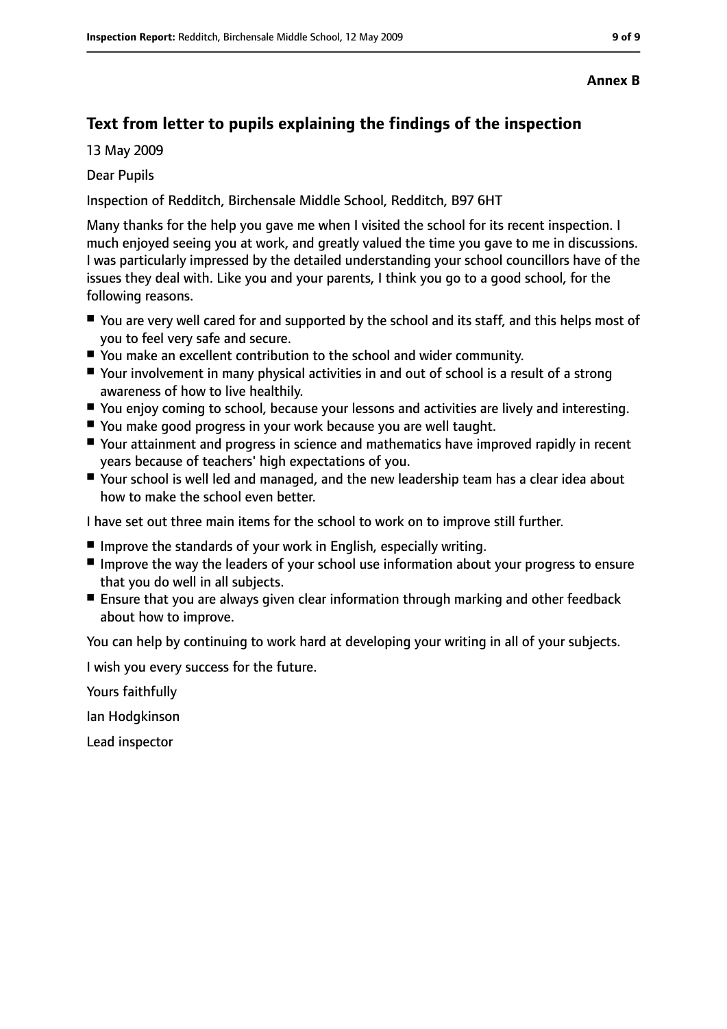**Annex B**

## Text from letter to pupils explaining the findings of the inspection

13 May 2009

Dear Pupils

Inspection of Redditch, Birchensale Middle School, Redditch, B97 6HT

Many thanks for the help you gave me when I visited the school for its recent inspection. I much enjoyed seeing you at work, and greatly valued the time you gave to me in discussions. I was particularly impressed by the detailed understanding your school councillors have of the issues they deal with. Like you and your parents, I think you go to a good school, for the following reasons.

- You are very well cared for and supported by the school and its staff, and this helps most of you to feel very safe and secure.
- You make an excellent contribution to the school and wider community.
- Your involvement in many physical activities in and out of school is a result of a strong awareness of how to live healthily.
- You enjoy coming to school, because your lessons and activities are lively and interesting.
- You make good progress in your work because you are well taught.
- Your attainment and progress in science and mathematics have improved rapidly in recent years because of teachers' high expectations of you.
- Your school is well led and managed, and the new leadership team has a clear idea about how to make the school even better.

I have set out three main items for the school to work on to improve still further.

- Improve the standards of your work in English, especially writing.
- Improve the way the leaders of your school use information about your progress to ensure that you do well in all subjects.
- Ensure that you are always given clear information through marking and other feedback about how to improve.

You can help by continuing to work hard at developing your writing in all of your subjects.

I wish you every success for the future.

Yours faithfully

Ian Hodgkinson

Lead inspector